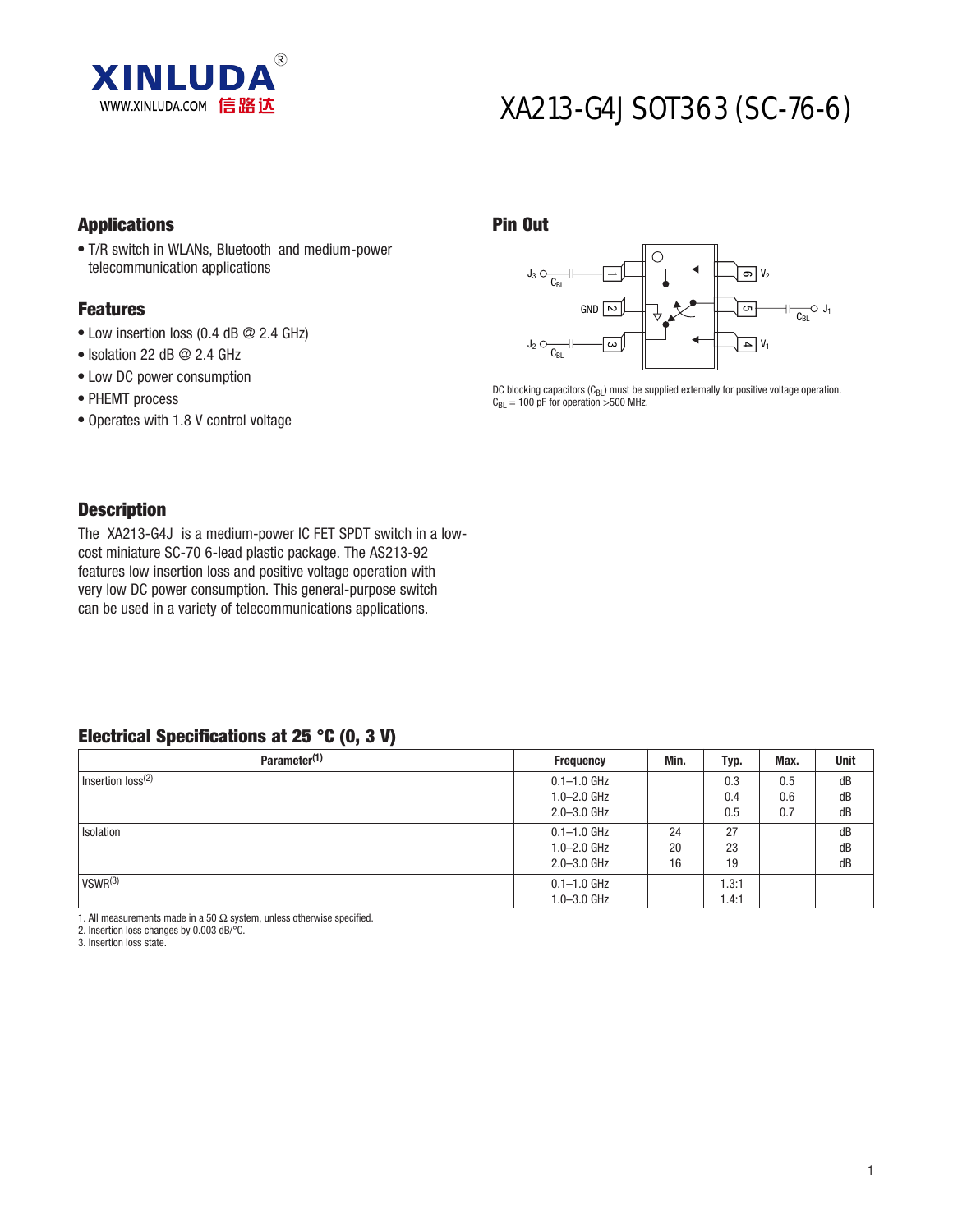XINLUDA®

WWW.XINLUDA.COM 信路达

# XA213-G4J SOT363 (SC-76-6)

## Applications

- T/R switch in WLANs, Bluetooth and medium-power telecommunication applications

## Features

- Low insertion loss (0.4 dB @ 2.4 GHz)
- Isolation 22 dB @ 2.4 GHz
- Low DC power consumption
- PHEMT process
- Operates with 1.8 V control voltage

## Pin Out

DC blocking capacitors ($C_{BL}$) must be supplied externally for positive voltage operation.
$C_{BL}$ = 100 pF for operation >500 MHz.

## Description

The XA213-G4J is a medium-power IC FET SPDT switch in a low-cost miniature SC-70 6-lead plastic package. The AS213-92 features low insertion loss and positive voltage operation with very low DC power consumption. This general-purpose switch can be used in a variety of telecommunications applications.

## Electrical Specifications at 25 °C (0, 3 V)

| Parameter[1] | Frequency | Min. | Typ. | Max. | Unit |
|---|---|---|---|---|---|
| Insertion loss[2] | 0.1–1.0 GHz | | 0.3 | 0.5 | dB |
| | 1.0–2.0 GHz | | 0.4 | 0.6 | dB |
| | 2.0–3.0 GHz | | 0.5 | 0.7 | dB |
| Isolation | 0.1–1.0 GHz | 24 | 27 | | dB |
| | 1.0–2.0 GHz | 20 | 23 | | dB |
| | 2.0–3.0 GHz | 16 | 19 | | dB |
| VSWR[3] | 0.1–1.0 GHz | | 1.3:1 | | |
| | 1.0–3.0 GHz | | 1.4:1 | | |

1. All measurements made in a 50 Ω system, unless otherwise specified.
2. Insertion loss changes by 0.003 dB/°C.
3. Insertion loss state.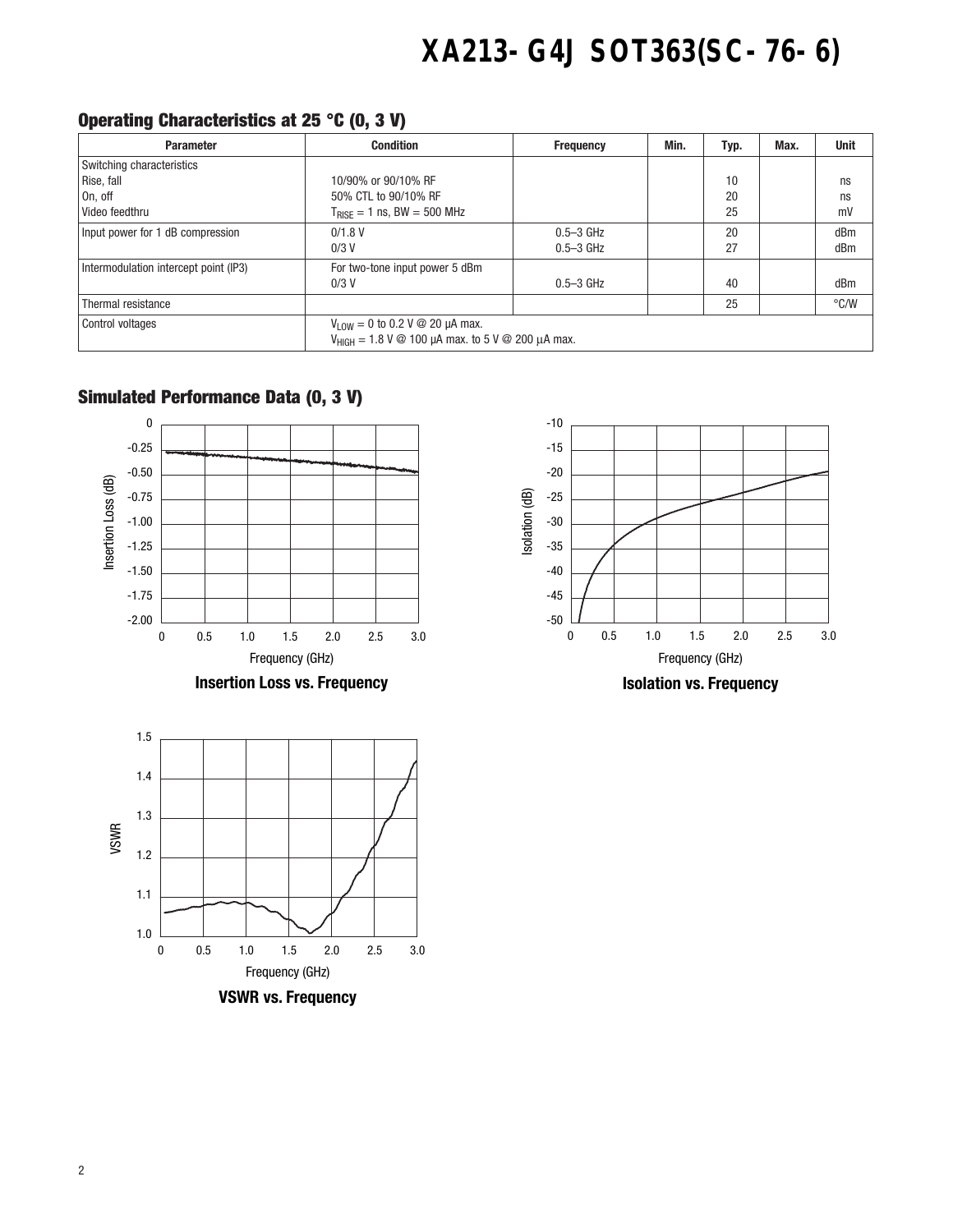# XA213-G4J SOT363(SC-76-6)

## Operating Characteristics at 25 °C (0, 3 V)

| Parameter | Condition | Frequency | Min. | Typ. | Max. | Unit |
|---|---|---|---|---|---|---|
| Switching characteristics | | | | | | |
| Rise, fall | 10/90% or 90/10% RF | | | 10 | | ns |
| On, off | 50% CTL to 90/10% RF | | | 20 | | ns |
| Video feedthru | $T_{RISE}$ = 1 ns, BW = 500 MHz | | | 25 | | mV |
| Input power for 1 dB compression | 0/1.8 V | 0.5–3 GHz | | 20 | | dBm |
| | 0/3 V | 0.5–3 GHz | | 27 | | dBm |
| Intermodulation intercept point (IP3) | For two-tone input power 5 dBm | | | | | |
| | 0/3 V | 0.5–3 GHz | | 40 | | dBm |
| Thermal resistance | | | | 25 | | °C/W |
| Control voltages | $V_{LOW}$ = 0 to 0.2 V @ 20 µA max. | | | | | |
| | $V_{HIGH}$ = 1.8 V @ 100 µA max. to 5 V @ 200 µA max. | | | | | |

## Simulated Performance Data (0, 3 V)

Insertion Loss vs. Frequency

Isolation vs. Frequency

VSWR vs. Frequency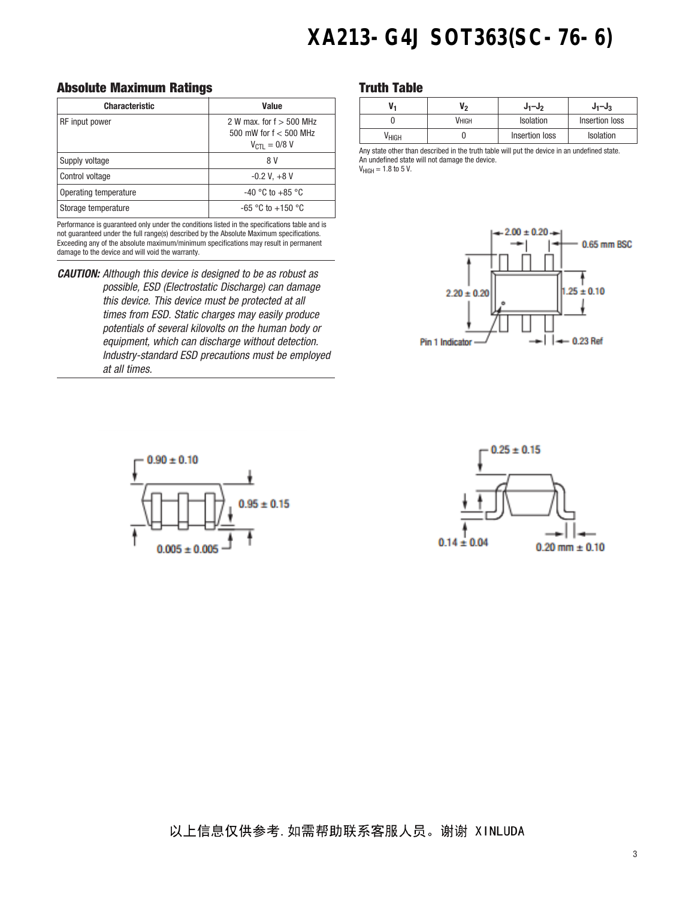# XA213-G4J SOT363(SC-76-6)

## Absolute Maximum Ratings

| Characteristic | Value |
|---|---|
| RF input power | 2 W max. for f > 500 MHz<br>500 mW for f < 500 MHz<br>$V_{CTL}$ = 0/8 V |
| Supply voltage | 8 V |
| Control voltage | -0.2 V, +8 V |
| Operating temperature | -40 °C to +85 °C |
| Storage temperature | -65 °C to +150 °C |

Performance is guaranteed only under the conditions listed in the specifications table and is not guaranteed under the full range(s) described by the Absolute Maximum specifications. Exceeding any of the absolute maximum/minimum specifications may result in permanent damage to the device and will void the warranty.

***CAUTION:*** *Although this device is designed to be as robust as possible, ESD (Electrostatic Discharge) can damage this device. This device must be protected at all times from ESD. Static charges may easily produce potentials of several kilovolts on the human body or equipment, which can discharge without detection. Industry-standard ESD precautions must be employed at all times.*

## Truth Table

| $V_1$ | $V_2$ | $J_1$–$J_2$ | $J_1$–$J_3$ |
|---|---|---|---|
| 0 | $V_{HIGH}$ | Isolation | Insertion loss |
| $V_{HIGH}$ | 0 | Insertion loss | Isolation |

Any state other than described in the truth table will put the device in an undefined state.
An undefined state will not damage the device.
$V_{HIGH}$ = 1.8 to 5 V.

2.00 ± 0.20
0.65 mm BSC
2.20 ± 0.20
1.25 ± 0.10
Pin 1 Indicator
0.23 Ref

0.90 ± 0.10
0.95 ± 0.15
0.005 ± 0.005

0.25 ± 0.15
0.14 ± 0.04
0.20 mm ± 0.10

以上信息仅供参考.如需帮助联系客服人员。谢谢 XINLUDA